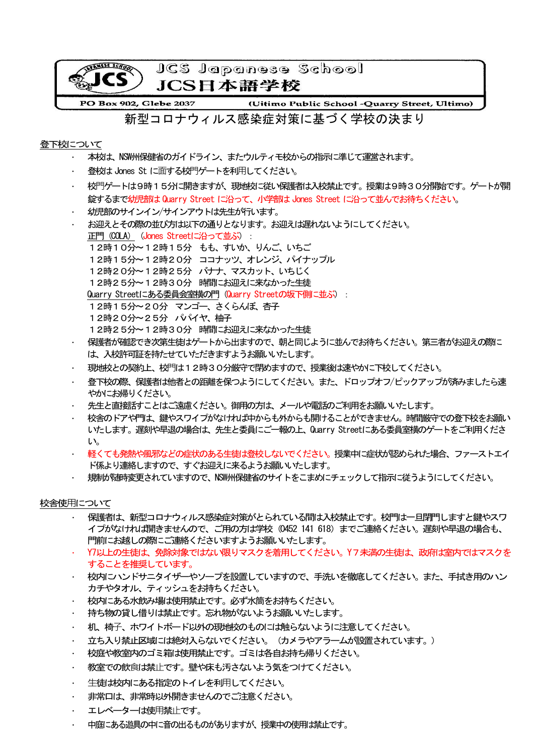# JCS Japanese School
# JCS日本語学校

PO Box 902, Glebe 2037　　(Ultimo Public School -Quarry Street, Ultimo)

## 新型コロナウィルス感染症対策に基づく学校の決まり

### 登下校について

- 本校は、NSW州保健省のガイドライン、またウルティモ校からの指示に準じて運営されます。
- 登校は Jones St に面する校門ゲートを利用してください。
- 校門ゲートは９時１５分に開きますが、現地校に従い保護者は入校禁止です。授業は９時３０分開始です。ゲートが開錠するまで幼児部は Quarry Street に沿って、小学部は Jones Street に沿って並んでお待ちください。
- 幼児部のサインイン/サインアウトは先生が行います。
- お迎えとその際の並び方は以下の通りとなります。お迎えは遅れないようにしてください。
  正門（COLA）（Jones Streetに沿って並ぶ）：
  １２時１０分～１２時１５分　もも、すいか、りんご、いちご
  １２時１５分～１２時２０分　ココナッツ、オレンジ、パイナップル
  １２時２０分～１２時２５分　バナナ、マスカット、いちじく
  １２時２５分～１２時３０分　時間にお迎えに来なかった生徒
  Quarry Streetにある委員会室横の門（Quarry Streetの坂下側に並ぶ）：
  １２時１５分～２０分　マンゴー、さくらんぼ、杏子
  １２時２０分～２５分　パパイヤ、柚子
  １２時２５分～１２時３０分　時間にお迎えに来なかった生徒
- 保護者が確認でき次第生徒はゲートから出ますので、朝と同じように並んでお待ちください。第三者がお迎えの際には、入校許可証を持たせていただきますようお願いいたします。
- 現地校との契約上、校門は１２時３０分厳守で閉めますので、授業後は速やかに下校してください。
- 登下校の際、保護者は他者との距離を保つようにしてください。また、ドロップオフ/ピックアップが済みましたら速やかにお帰りください。
- 先生と直接話すことはご遠慮ください。御用の方は、メールや電話のご利用をお願いいたします。
- 校舎のドアや門は、鍵やスワイプがなければ中からも外からも開けることができません。時間厳守での登下校をお願いいたします。遅刻や早退の場合は、先生と委員にご一報の上、Quarry Streetにある委員室横のゲートをご利用ください。
- 軽くても発熱や風邪などの症状のある生徒は登校しないでください。授業中に症状が認められた場合、ファーストエイド係より連絡しますので、すぐお迎えに来るようお願いいたします。
- 規制が随時変更されていますので、NSW州保健省のサイトをこまめにチェックして指示に従うようにしてください。

### 校舎使用について

- 保護者は、新型コロナウィルス感染症対策がとられている間は入校禁止です。校門は一旦閉門しますと鍵やスワイプがなければ開きませんので、ご用の方は学校（0452 141 618）までご連絡ください。遅刻や早退の場合も、門前にお越しの際にご連絡くださいますようお願いいたします。
- Y7以上の生徒は、免除対象ではない限りマスクを着用してください。Y７未満の生徒は、政府は室内ではマスクをすることを推奨しています。
- 校内にハンドサニタイザーやソープを設置していますので、手洗いを徹底してください。また、手拭き用のハンカチやタオル、ティッシュをお持ちください。
- 校内にある水飲み場は使用禁止です。必ず水筒をお持ちください。
- 持ち物の貸し借りは禁止です。忘れ物がないようお願いいたします。
- 机、椅子、ホワイトボード以外の現地校のものには触らないように注意してください。
- 立ち入り禁止区域には絶対入らないでください。（カメラやアラームが設置されています。）
- 校庭や教室内のゴミ箱は使用禁止です。ゴミは各自お持ち帰りください。
- 教室での飲食は禁止です。壁や床も汚さないよう気をつけてください。
- 生徒は校内にある指定のトイレを利用してください。
- 非常口は、非常時以外開きませんのでご注意ください。
- エレベーターは使用禁止です。
- 中庭にある遊具の中に音の出るものがありますが、授業中の使用は禁止です。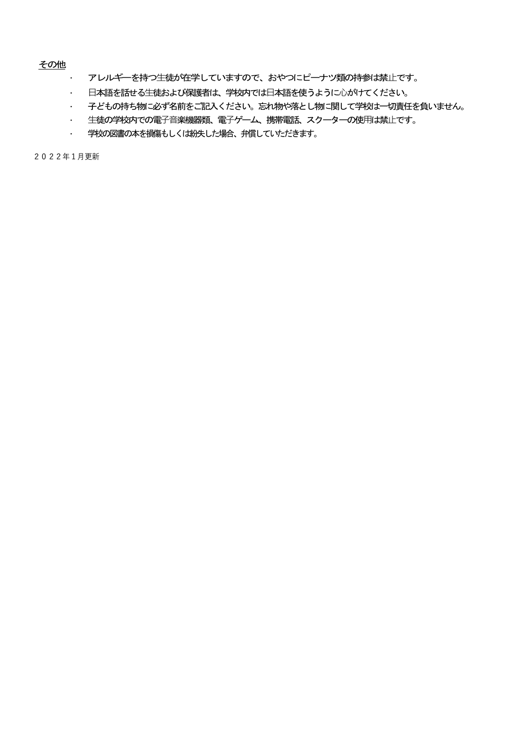## その他

- アレルギーを持つ生徒が在学していますので、おやつにピーナツ類の持参は禁止です。
- 日本語を話せる生徒および保護者は、学校内では日本語を使うように心がけてください。
- 子どもの持ち物に必ず名前をご記入ください。忘れ物や落とし物に関して学校は一切責任を負いません。
- 生徒の学校内での電子音楽機器類、電子ゲーム、携帯電話、スクーターの使用は禁止です。
- 学校の図書の本を損傷もしくは紛失した場合、弁償していただきます。

２０２２年１月更新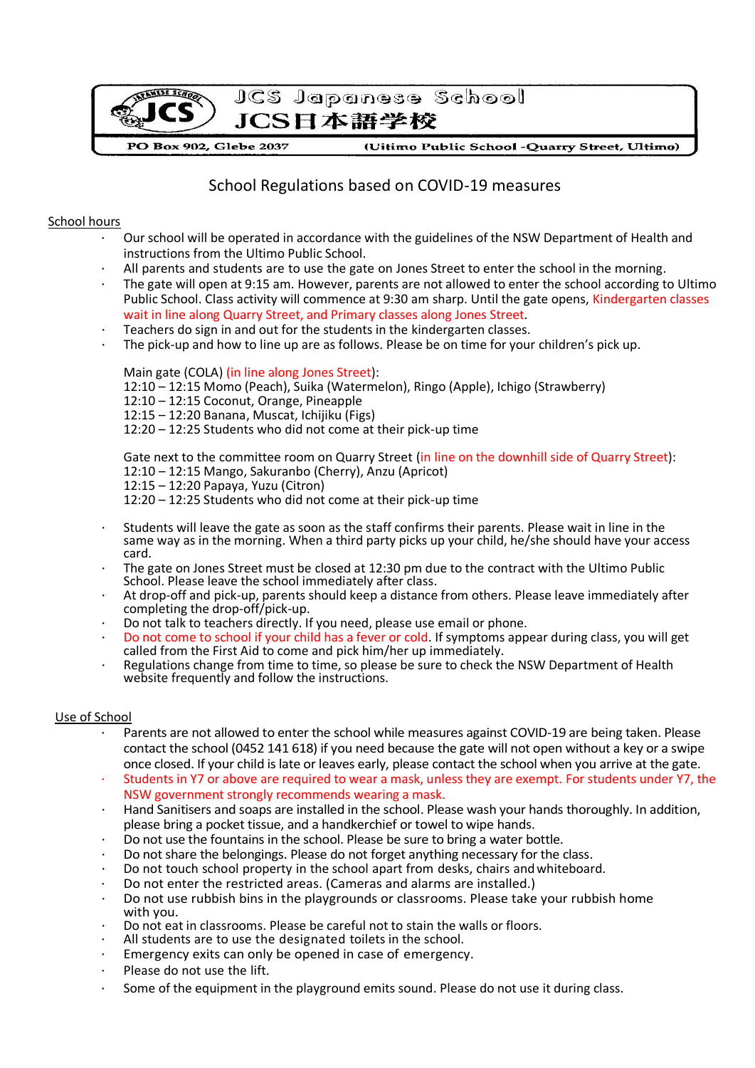JCS Japanese School

JCS日本語学校

PO Box 902, Glebe 2037 (Uitimo Public School -Quarry Street, Ultimo)

# School Regulations based on COVID-19 measures

## School hours

- Our school will be operated in accordance with the guidelines of the NSW Department of Health and instructions from the Ultimo Public School.
- All parents and students are to use the gate on Jones Street to enter the school in the morning.
- The gate will open at 9:15 am. However, parents are not allowed to enter the school according to Ultimo Public School. Class activity will commence at 9:30 am sharp. Until the gate opens, Kindergarten classes wait in line along Quarry Street, and Primary classes along Jones Street.
- Teachers do sign in and out for the students in the kindergarten classes.
- The pick-up and how to line up are as follows. Please be on time for your children's pick up.

  Main gate (COLA) (in line along Jones Street):
  12:10 – 12:15 Momo (Peach), Suika (Watermelon), Ringo (Apple), Ichigo (Strawberry)
  12:10 – 12:15 Coconut, Orange, Pineapple
  12:15 – 12:20 Banana, Muscat, Ichijiku (Figs)
  12:20 – 12:25 Students who did not come at their pick-up time

  Gate next to the committee room on Quarry Street (in line on the downhill side of Quarry Street):
  12:10 – 12:15 Mango, Sakuranbo (Cherry), Anzu (Apricot)
  12:15 – 12:20 Papaya, Yuzu (Citron)
  12:20 – 12:25 Students who did not come at their pick-up time

- Students will leave the gate as soon as the staff confirms their parents. Please wait in line in the same way as in the morning. When a third party picks up your child, he/she should have your access card.
- The gate on Jones Street must be closed at 12:30 pm due to the contract with the Ultimo Public School. Please leave the school immediately after class.
- At drop-off and pick-up, parents should keep a distance from others. Please leave immediately after completing the drop-off/pick-up.
- Do not talk to teachers directly. If you need, please use email or phone.
- Do not come to school if your child has a fever or cold. If symptoms appear during class, you will get called from the First Aid to come and pick him/her up immediately.
- Regulations change from time to time, so please be sure to check the NSW Department of Health website frequently and follow the instructions.

## Use of School

- Parents are not allowed to enter the school while measures against COVID-19 are being taken. Please contact the school (0452 141 618) if you need because the gate will not open without a key or a swipe once closed. If your child is late or leaves early, please contact the school when you arrive at the gate.
- Students in Y7 or above are required to wear a mask, unless they are exempt. For students under Y7, the NSW government strongly recommends wearing a mask.
- Hand Sanitisers and soaps are installed in the school. Please wash your hands thoroughly. In addition, please bring a pocket tissue, and a handkerchief or towel to wipe hands.
- Do not use the fountains in the school. Please be sure to bring a water bottle.
- Do not share the belongings. Please do not forget anything necessary for the class.
- Do not touch school property in the school apart from desks, chairs and whiteboard.
- Do not enter the restricted areas. (Cameras and alarms are installed.)
- Do not use rubbish bins in the playgrounds or classrooms. Please take your rubbish home with you.
- Do not eat in classrooms. Please be careful not to stain the walls or floors.
- All students are to use the designated toilets in the school.
- Emergency exits can only be opened in case of emergency.
- Please do not use the lift.
- Some of the equipment in the playground emits sound. Please do not use it during class.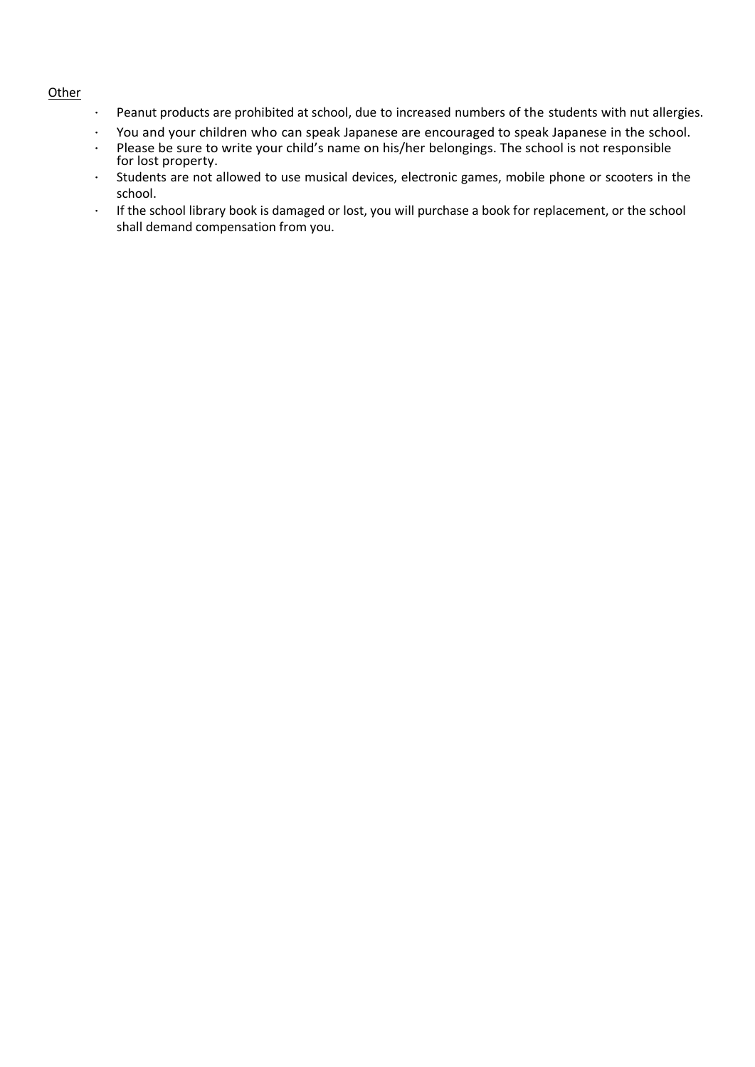Other

- Peanut products are prohibited at school, due to increased numbers of the students with nut allergies.
- You and your children who can speak Japanese are encouraged to speak Japanese in the school.
- Please be sure to write your child's name on his/her belongings. The school is not responsible for lost property.
- Students are not allowed to use musical devices, electronic games, mobile phone or scooters in the school.
- If the school library book is damaged or lost, you will purchase a book for replacement, or the school shall demand compensation from you.